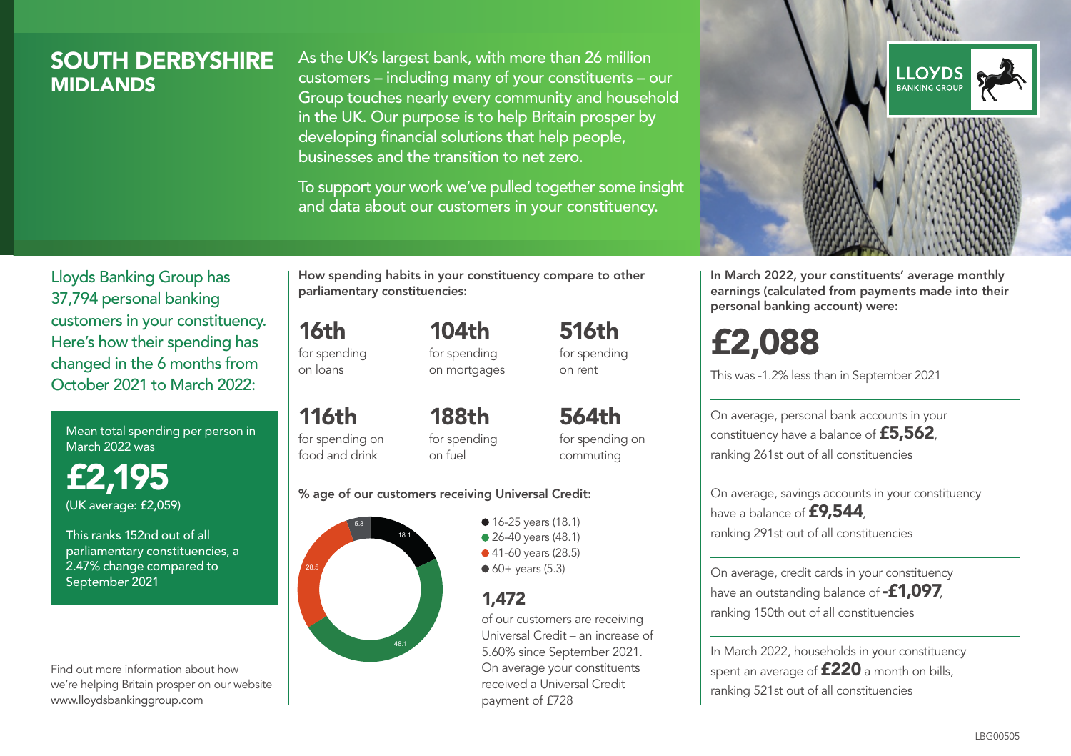# SOUTH DERBYSHIRE
## MIDLANDS

As the UK's largest bank, with more than 26 million customers – including many of your constituents – our Group touches nearly every community and household in the UK. Our purpose is to help Britain prosper by developing financial solutions that help people, businesses and the transition to net zero.

To support your work we've pulled together some insight and data about our customers in your constituency.

Lloyds Banking Group has 37,794 personal banking customers in your constituency. Here's how their spending has changed in the 6 months from October 2021 to March 2022:

Mean total spending per person in March 2022 was

**£2,195**
(UK average: £2,059)

This ranks 152nd out of all parliamentary constituencies, a 2.47% change compared to September 2021

Find out more information about how we're helping Britain prosper on our website www.lloydsbankinggroup.com

**How spending habits in your constituency compare to other parliamentary constituencies:**

**16th** for spending on loans

**104th** for spending on mortgages

**516th** for spending on rent

**116th** for spending on food and drink

**188th** for spending on fuel

**564th** for spending on commuting

**% age of our customers receiving Universal Credit:**

- 16-25 years (18.1)
- 26-40 years (48.1)
- 41-60 years (28.5)
- 60+ years (5.3)

**1,472** of our customers are receiving Universal Credit – an increase of 5.60% since September 2021. On average your constituents received a Universal Credit payment of £728

**In March 2022, your constituents' average monthly earnings (calculated from payments made into their personal banking account) were:**

**£2,088**

This was -1.2% less than in September 2021

On average, personal bank accounts in your constituency have a balance of **£5,562**, ranking 261st out of all constituencies

On average, savings accounts in your constituency have a balance of **£9,544**, ranking 291st out of all constituencies

On average, credit cards in your constituency have an outstanding balance of **-£1,097**, ranking 150th out of all constituencies

In March 2022, households in your constituency spent an average of **£220** a month on bills, ranking 521st out of all constituencies

LBG00505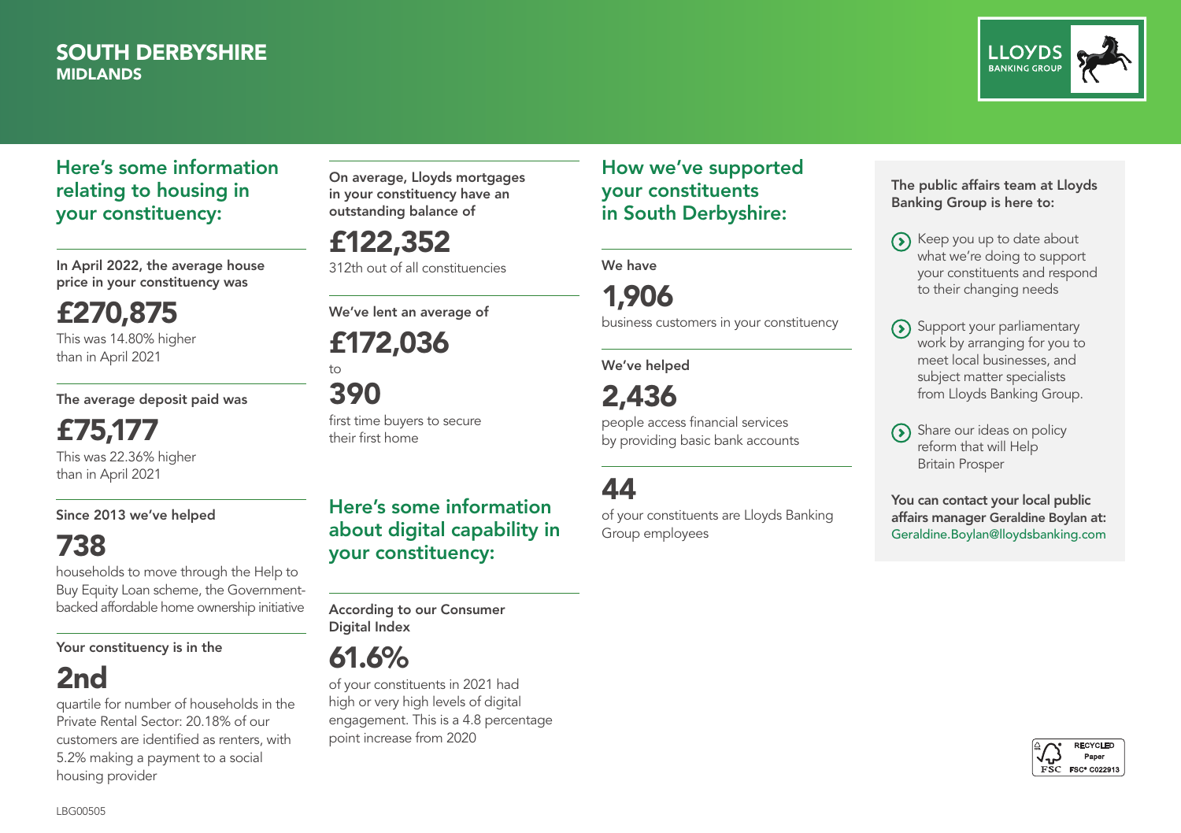# SOUTH DERBYSHIRE
**MIDLANDS**

LLOYDS BANKING GROUP

## Here's some information relating to housing in your constituency:

**In April 2022, the average house price in your constituency was**

**£270,875**

This was 14.80% higher than in April 2021

**The average deposit paid was**

**£75,177**

This was 22.36% higher than in April 2021

**Since 2013 we've helped**

**738**

households to move through the Help to Buy Equity Loan scheme, the Government-backed affordable home ownership initiative

**Your constituency is in the**

**2nd**

quartile for number of households in the Private Rental Sector: 20.18% of our customers are identified as renters, with 5.2% making a payment to a social housing provider

**On average, Lloyds mortgages in your constituency have an outstanding balance of**

**£122,352**

312th out of all constituencies

**We've lent an average of**

**£172,036**

to

**390**

first time buyers to secure their first home

## Here's some information about digital capability in your constituency:

**According to our Consumer Digital Index**

**61.6%**

of your constituents in 2021 had high or very high levels of digital engagement. This is a 4.8 percentage point increase from 2020

## How we've supported your constituents in South Derbyshire:

**We have**

**1,906**

business customers in your constituency

**We've helped**

**2,436**

people access financial services by providing basic bank accounts

**44**

of your constituents are Lloyds Banking Group employees

**The public affairs team at Lloyds Banking Group is here to:**

- Keep you up to date about what we're doing to support your constituents and respond to their changing needs
- Support your parliamentary work by arranging for you to meet local businesses, and subject matter specialists from Lloyds Banking Group.
- Share our ideas on policy reform that will Help Britain Prosper

**You can contact your local public affairs manager Geraldine Boylan at:**
Geraldine.Boylan@lloydsbanking.com

RECYCLED Paper FSC® C022913

LBG00505